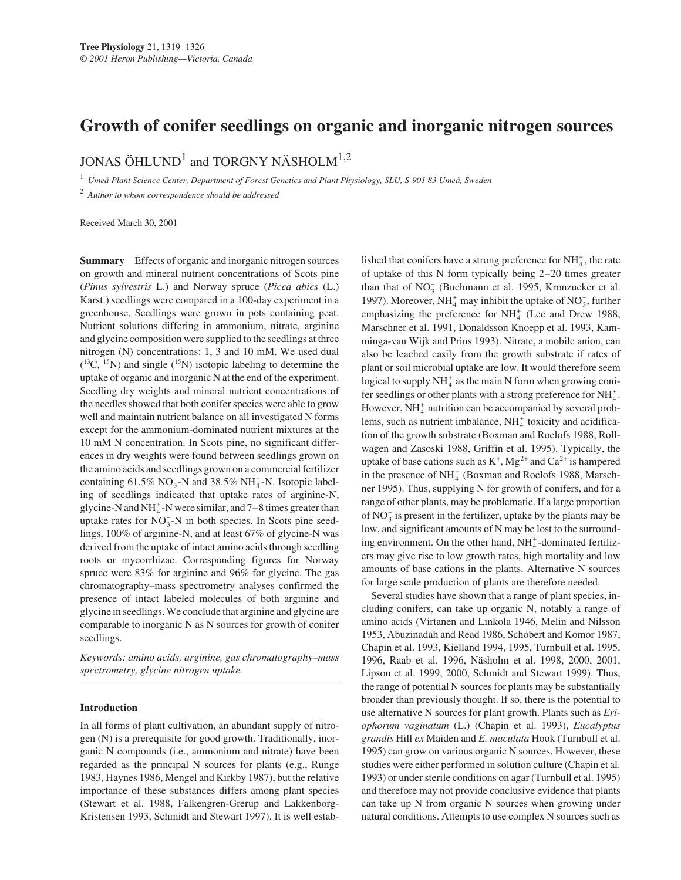# Growth of conifer seedlings on organic and inorganic nitrogen sources

JONAS ÖHLUND[1] and TORGNY NÄSHOLM[1,2]

[1] *Umeå Plant Science Center, Department of Forest Genetics and Plant Physiology, SLU, S-901 83 Umeå, Sweden*

[2] *Author to whom correspondence should be addressed*

Received March 30, 2001

**Summary** Effects of organic and inorganic nitrogen sources on growth and mineral nutrient concentrations of Scots pine (*Pinus sylvestris* L.) and Norway spruce (*Picea abies* (L.) Karst.) seedlings were compared in a 100-day experiment in a greenhouse. Seedlings were grown in pots containing peat. Nutrient solutions differing in ammonium, nitrate, arginine and glycine composition were supplied to the seedlings at three nitrogen (N) concentrations: 1, 3 and 10 mM. We used dual ($^{13}C$, $^{15}N$) and single ($^{15}N$) isotopic labeling to determine the uptake of organic and inorganic N at the end of the experiment. Seedling dry weights and mineral nutrient concentrations of the needles showed that both conifer species were able to grow well and maintain nutrient balance on all investigated N forms except for the ammonium-dominated nutrient mixtures at the 10 mM N concentration. In Scots pine, no significant differences in dry weights were found between seedlings grown on the amino acids and seedlings grown on a commercial fertilizer containing 61.5% $NO_3^-$-N and 38.5% $NH_4^+$-N. Isotopic labeling of seedlings indicated that uptake rates of arginine-N, glycine-N and $NH_4^+$-N were similar, and 7–8 times greater than uptake rates for $NO_3^-$-N in both species. In Scots pine seedlings, 100% of arginine-N, and at least 67% of glycine-N was derived from the uptake of intact amino acids through seedling roots or mycorrhizae. Corresponding figures for Norway spruce were 83% for arginine and 96% for glycine. The gas chromatography–mass spectrometry analyses confirmed the presence of intact labeled molecules of both arginine and glycine in seedlings. We conclude that arginine and glycine are comparable to inorganic N as N sources for growth of conifer seedlings.

*Keywords: amino acids, arginine, gas chromatography–mass spectrometry, glycine nitrogen uptake.*

## Introduction

In all forms of plant cultivation, an abundant supply of nitrogen (N) is a prerequisite for good growth. Traditionally, inorganic N compounds (i.e., ammonium and nitrate) have been regarded as the principal N sources for plants (e.g., Runge 1983, Haynes 1986, Mengel and Kirkby 1987), but the relative importance of these substances differs among plant species (Stewart et al. 1988, Falkengren-Grerup and Lakkenborg-Kristensen 1993, Schmidt and Stewart 1997). It is well established that conifers have a strong preference for $NH_4^+$, the rate of uptake of this N form typically being 2–20 times greater than that of $NO_3^-$ (Buchmann et al. 1995, Kronzucker et al. 1997). Moreover, $NH_4^+$ may inhibit the uptake of $NO_3^-$, further emphasizing the preference for $NH_4^+$ (Lee and Drew 1988, Marschner et al. 1991, Donaldsson Knoepp et al. 1993, Kamminga-van Wijk and Prins 1993). Nitrate, a mobile anion, can also be leached easily from the growth substrate if rates of plant or soil microbial uptake are low. It would therefore seem logical to supply $NH_4^+$ as the main N form when growing conifer seedlings or other plants with a strong preference for $NH_4^+$. However, $NH_4^+$ nutrition can be accompanied by several problems, such as nutrient imbalance, $NH_4^+$ toxicity and acidification of the growth substrate (Boxman and Roelofs 1988, Rollwagen and Zasoski 1988, Griffin et al. 1995). Typically, the uptake of base cations such as $K^+$, $Mg^{2+}$ and $Ca^{2+}$ is hampered in the presence of $NH_4^+$ (Boxman and Roelofs 1988, Marschner 1995). Thus, supplying N for growth of conifers, and for a range of other plants, may be problematic. If a large proportion of $NO_3^-$ is present in the fertilizer, uptake by the plants may be low, and significant amounts of N may be lost to the surrounding environment. On the other hand, $NH_4^+$-dominated fertilizers may give rise to low growth rates, high mortality and low amounts of base cations in the plants. Alternative N sources for large scale production of plants are therefore needed.

Several studies have shown that a range of plant species, including conifers, can take up organic N, notably a range of amino acids (Virtanen and Linkola 1946, Melin and Nilsson 1953, Abuzinadah and Read 1986, Schobert and Komor 1987, Chapin et al. 1993, Kielland 1994, 1995, Turnbull et al. 1995, 1996, Raab et al. 1996, Näsholm et al. 1998, 2000, 2001, Lipson et al. 1999, 2000, Schmidt and Stewart 1999). Thus, the range of potential N sources for plants may be substantially broader than previously thought. If so, there is the potential to use alternative N sources for plant growth. Plants such as *Eriophorum vaginatum* (L.) (Chapin et al. 1993), *Eucalyptus grandis* Hill *ex* Maiden and *E. maculata* Hook (Turnbull et al. 1995) can grow on various organic N sources. However, these studies were either performed in solution culture (Chapin et al. 1993) or under sterile conditions on agar (Turnbull et al. 1995) and therefore may not provide conclusive evidence that plants can take up N from organic N sources when growing under natural conditions. Attempts to use complex N sources such as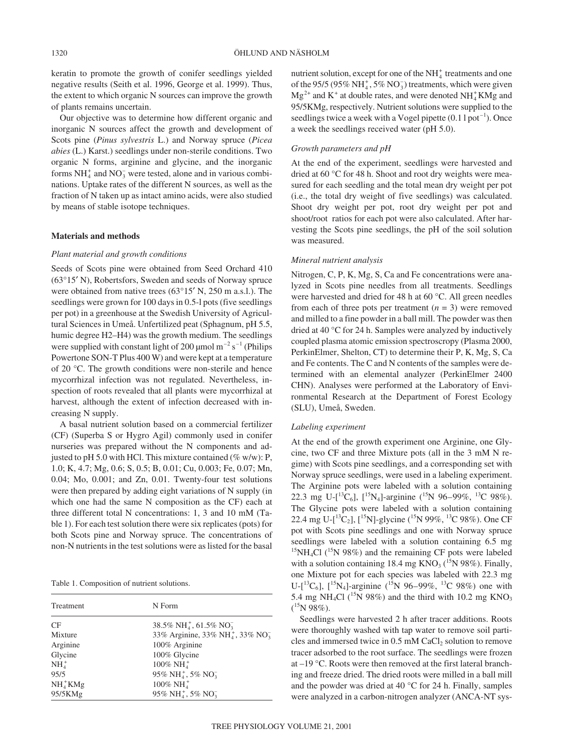keratin to promote the growth of conifer seedlings yielded negative results (Seith et al. 1996, George et al. 1999). Thus, the extent to which organic N sources can improve the growth of plants remains uncertain.

Our objective was to determine how different organic and inorganic N sources affect the growth and development of Scots pine (*Pinus sylvestris* L.) and Norway spruce (*Picea abies* (L.) Karst.) seedlings under non-sterile conditions. Two organic N forms, arginine and glycine, and the inorganic forms $NH_4^+$ and $NO_3^-$ were tested, alone and in various combinations. Uptake rates of the different N sources, as well as the fraction of N taken up as intact amino acids, were also studied by means of stable isotope techniques.

## Materials and methods

### Plant material and growth conditions

Seeds of Scots pine were obtained from Seed Orchard 410 (63°15′ N), Robertsfors, Sweden and seeds of Norway spruce were obtained from native trees (63°15′ N, 250 m a.s.l.). The seedlings were grown for 100 days in 0.5-l pots (five seedlings per pot) in a greenhouse at the Swedish University of Agricultural Sciences in Umeå. Unfertilized peat (Sphagnum, pH 5.5, humic degree H2–H4) was the growth medium. The seedlings were supplied with constant light of 200 μmol $m^{-2}$ $s^{-1}$ (Philips Powertone SON-T Plus 400 W) and were kept at a temperature of 20 °C. The growth conditions were non-sterile and hence mycorrhizal infection was not regulated. Nevertheless, inspection of roots revealed that all plants were mycorrhizal at harvest, although the extent of infection decreased with increasing N supply.

A basal nutrient solution based on a commercial fertilizer (CF) (Superba S or Hygro Agil) commonly used in conifer nurseries was prepared without the N components and adjusted to pH 5.0 with HCl. This mixture contained (% w/w): P, 1.0; K, 4.7; Mg, 0.6; S, 0.5; B, 0.01; Cu, 0.003; Fe, 0.07; Mn, 0.04; Mo, 0.001; and Zn, 0.01. Twenty-four test solutions were then prepared by adding eight variations of N supply (in which one had the same N composition as the CF) each at three different total N concentrations: 1, 3 and 10 mM (Table 1). For each test solution there were six replicates (pots) for both Scots pine and Norway spruce. The concentrations of non-N nutrients in the test solutions were as listed for the basal nutrient solution, except for one of the $NH_4^+$ treatments and one of the 95/5 (95% $NH_4^+$, 5% $NO_3^-$) treatments, which were given $Mg^{2+}$ and $K^+$ at double rates, and were denoted $NH_4^+$KMg and 95/5KMg, respectively. Nutrient solutions were supplied to the seedlings twice a week with a Vogel pipette (0.1 l $pot^{-1}$). Once a week the seedlings received water (pH 5.0).

Table 1. Composition of nutrient solutions.

| Treatment | N Form |
|---|---|
| CF | 38.5% $NH_4^+$, 61.5% $NO_3^-$ |
| Mixture | 33% Arginine, 33% $NH_4^+$, 33% $NO_3^-$ |
| Arginine | 100% Arginine |
| Glycine | 100% Glycine |
| $NH_4^+$ | 100% $NH_4^+$ |
| 95/5 | 95% $NH_4^+$, 5% $NO_3^-$ |
| $NH_4^+$KMg | 100% $NH_4^+$ |
| 95/5KMg | 95% $NH_4^+$, 5% $NO_3^-$ |

### Growth parameters and pH

At the end of the experiment, seedlings were harvested and dried at 60 °C for 48 h. Shoot and root dry weights were measured for each seedling and the total mean dry weight per pot (i.e., the total dry weight of five seedlings) was calculated. Shoot dry weight per pot, root dry weight per pot and shoot/root ratios for each pot were also calculated. After harvesting the Scots pine seedlings, the pH of the soil solution was measured.

### Mineral nutrient analysis

Nitrogen, C, P, K, Mg, S, Ca and Fe concentrations were analyzed in Scots pine needles from all treatments. Seedlings were harvested and dried for 48 h at 60 °C. All green needles from each of three pots per treatment ($n = 3$) were removed and milled to a fine powder in a ball mill. The powder was then dried at 40 °C for 24 h. Samples were analyzed by inductively coupled plasma atomic emission spectroscropy (Plasma 2000, PerkinElmer, Shelton, CT) to determine their P, K, Mg, S, Ca and Fe contents. The C and N contents of the samples were determined with an elemental analyzer (PerkinElmer 2400 CHN). Analyses were performed at the Laboratory of Environmental Research at the Department of Forest Ecology (SLU), Umeå, Sweden.

### Labeling experiment

At the end of the growth experiment one Arginine, one Glycine, two CF and three Mixture pots (all in the 3 mM N regime) with Scots pine seedlings, and a corresponding set with Norway spruce seedlings, were used in a labeling experiment. The Arginine pots were labeled with a solution containing 22.3 mg U-[$^{13}C_6$], [$^{15}N_4$]-arginine ($^{15}N$ 96–99%, $^{13}C$ 98%). The Glycine pots were labeled with a solution containing 22.4 mg U-[$^{13}C_2$], [$^{15}N$]-glycine ($^{15}N$ 99%, $^{13}C$ 98%). One CF pot with Scots pine seedlings and one with Norway spruce seedlings were labeled with a solution containing 6.5 mg $^{15}NH_4Cl$ ($^{15}N$ 98%) and the remaining CF pots were labeled with a solution containing 18.4 mg $KNO_3$ ($^{15}N$ 98%). Finally, one Mixture pot for each species was labeled with 22.3 mg U-[$^{13}C_6$], [$^{15}N_4$]-arginine ($^{15}N$ 96–99%, $^{13}C$ 98%) one with 5.4 mg $NH_4Cl$ ($^{15}N$ 98%) and the third with 10.2 mg $KNO_3$ ($^{15}N$ 98%).

Seedlings were harvested 2 h after tracer additions. Roots were thoroughly washed with tap water to remove soil particles and immersed twice in 0.5 mM $CaCl_2$ solution to remove tracer adsorbed to the root surface. The seedlings were frozen at –19 °C. Roots were then removed at the first lateral branching and freeze dried. The dried roots were milled in a ball mill and the powder was dried at 40 °C for 24 h. Finally, samples were analyzed in a carbon-nitrogen analyzer (ANCA-NT sys-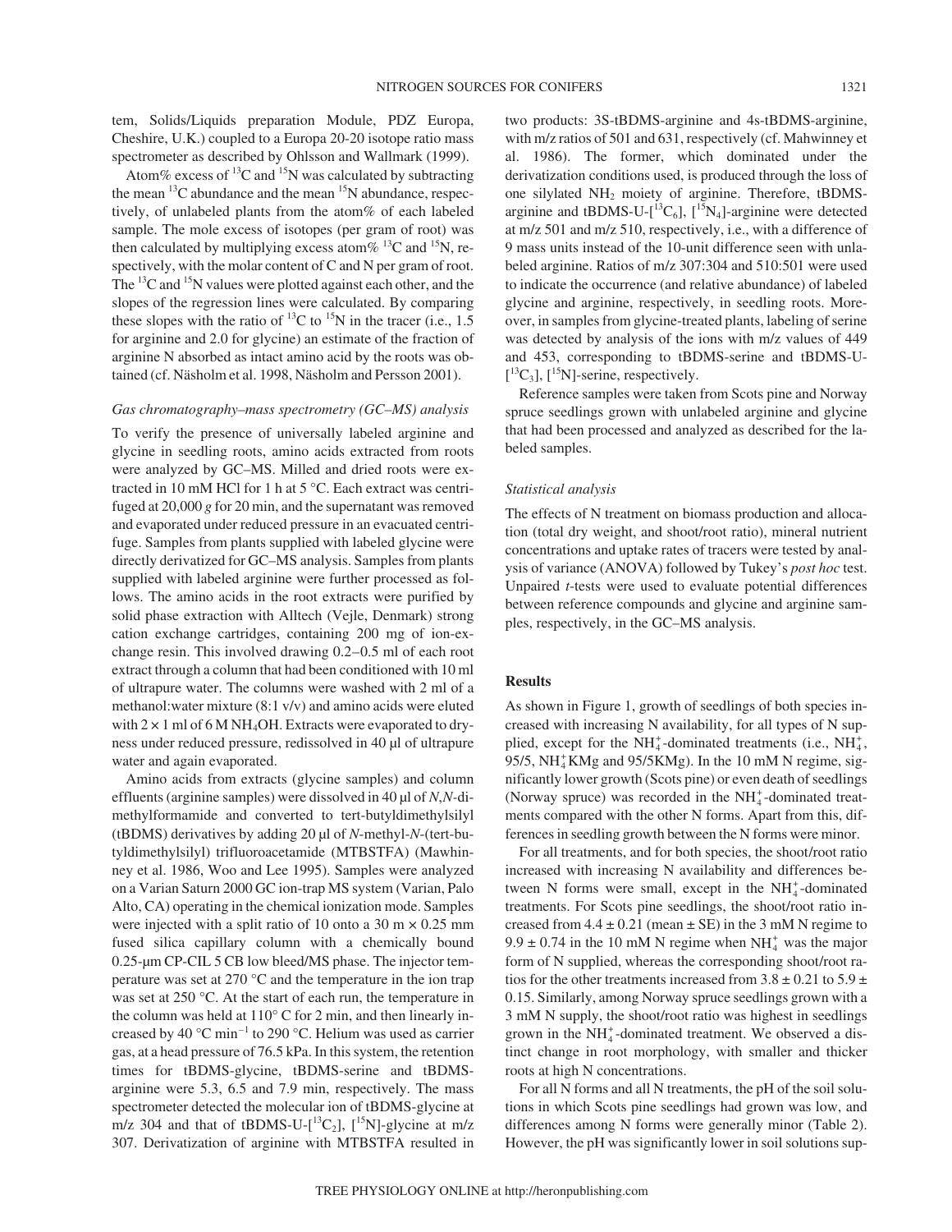tem, Solids/Liquids preparation Module, PDZ Europa, Cheshire, U.K.) coupled to a Europa 20-20 isotope ratio mass spectrometer as described by Ohlsson and Wallmark (1999).

Atom% excess of $^{13}C$ and $^{15}N$ was calculated by subtracting the mean $^{13}C$ abundance and the mean $^{15}N$ abundance, respectively, of unlabeled plants from the atom% of each labeled sample. The mole excess of isotopes (per gram of root) was then calculated by multiplying excess atom% $^{13}C$ and $^{15}N$, respectively, with the molar content of C and N per gram of root. The $^{13}C$ and $^{15}N$ values were plotted against each other, and the slopes of the regression lines were calculated. By comparing these slopes with the ratio of $^{13}C$ to $^{15}N$ in the tracer (i.e., 1.5 for arginine and 2.0 for glycine) an estimate of the fraction of arginine N absorbed as intact amino acid by the roots was obtained (cf. Näsholm et al. 1998, Näsholm and Persson 2001).

### *Gas chromatography–mass spectrometry (GC–MS) analysis*

To verify the presence of universally labeled arginine and glycine in seedling roots, amino acids extracted from roots were analyzed by GC–MS. Milled and dried roots were extracted in 10 mM HCl for 1 h at 5 °C. Each extract was centrifuged at 20,000 *g* for 20 min, and the supernatant was removed and evaporated under reduced pressure in an evacuated centrifuge. Samples from plants supplied with labeled glycine were directly derivatized for GC–MS analysis. Samples from plants supplied with labeled arginine were further processed as follows. The amino acids in the root extracts were purified by solid phase extraction with Alltech (Vejle, Denmark) strong cation exchange cartridges, containing 200 mg of ion-exchange resin. This involved drawing 0.2–0.5 ml of each root extract through a column that had been conditioned with 10 ml of ultrapure water. The columns were washed with 2 ml of a methanol:water mixture (8:1 v/v) and amino acids were eluted with 2 × 1 ml of 6 M $NH_4OH$. Extracts were evaporated to dryness under reduced pressure, redissolved in 40 µl of ultrapure water and again evaporated.

Amino acids from extracts (glycine samples) and column effluents (arginine samples) were dissolved in 40 µl of *N*,*N*-dimethylformamide and converted to tert-butyldimethylsilyl (tBDMS) derivatives by adding 20 µl of *N*-methyl-*N*-(tert-butyldimethylsilyl) trifluoroacetamide (MTBSTFA) (Mawhinney et al. 1986, Woo and Lee 1995). Samples were analyzed on a Varian Saturn 2000 GC ion-trap MS system (Varian, Palo Alto, CA) operating in the chemical ionization mode. Samples were injected with a split ratio of 10 onto a 30 m × 0.25 mm fused silica capillary column with a chemically bound 0.25-µm CP-CIL 5 CB low bleed/MS phase. The injector temperature was set at 270 °C and the temperature in the ion trap was set at 250 °C. At the start of each run, the temperature in the column was held at 110° C for 2 min, and then linearly increased by 40 °C $min^{-1}$ to 290 °C. Helium was used as carrier gas, at a head pressure of 76.5 kPa. In this system, the retention times for tBDMS-glycine, tBDMS-serine and tBDMS-arginine were 5.3, 6.5 and 7.9 min, respectively. The mass spectrometer detected the molecular ion of tBDMS-glycine at m/z 304 and that of tBDMS-U-[$^{13}C_2$], [$^{15}N$]-glycine at m/z 307. Derivatization of arginine with MTBSTFA resulted in two products: 3S-tBDMS-arginine and 4s-tBDMS-arginine, with m/z ratios of 501 and 631, respectively (cf. Mahwinney et al. 1986). The former, which dominated under the derivatization conditions used, is produced through the loss of one silylated $NH_2$ moiety of arginine. Therefore, tBDMS-arginine and tBDMS-U-[$^{13}C_6$], [$^{15}N_4$]-arginine were detected at m/z 501 and m/z 510, respectively, i.e., with a difference of 9 mass units instead of the 10-unit difference seen with unlabeled arginine. Ratios of m/z 307:304 and 510:501 were used to indicate the occurrence (and relative abundance) of labeled glycine and arginine, respectively, in seedling roots. Moreover, in samples from glycine-treated plants, labeling of serine was detected by analysis of the ions with m/z values of 449 and 453, corresponding to tBDMS-serine and tBDMS-U-[$^{13}C_3$], [$^{15}N$]-serine, respectively.

Reference samples were taken from Scots pine and Norway spruce seedlings grown with unlabeled arginine and glycine that had been processed and analyzed as described for the labeled samples.

### *Statistical analysis*

The effects of N treatment on biomass production and allocation (total dry weight, and shoot/root ratio), mineral nutrient concentrations and uptake rates of tracers were tested by analysis of variance (ANOVA) followed by Tukey's *post hoc* test. Unpaired *t*-tests were used to evaluate potential differences between reference compounds and glycine and arginine samples, respectively, in the GC–MS analysis.

## Results

As shown in Figure 1, growth of seedlings of both species increased with increasing N availability, for all types of N supplied, except for the $NH_4^+$-dominated treatments (i.e., $NH_4^+$, 95/5, $NH_4^+$KMg and 95/5KMg). In the 10 mM N regime, significantly lower growth (Scots pine) or even death of seedlings (Norway spruce) was recorded in the $NH_4^+$-dominated treatments compared with the other N forms. Apart from this, differences in seedling growth between the N forms were minor.

For all treatments, and for both species, the shoot/root ratio increased with increasing N availability and differences between N forms were small, except in the $NH_4^+$-dominated treatments. For Scots pine seedlings, the shoot/root ratio increased from 4.4 ± 0.21 (mean ± SE) in the 3 mM N regime to 9.9 ± 0.74 in the 10 mM N regime when $NH_4^+$ was the major form of N supplied, whereas the corresponding shoot/root ratios for the other treatments increased from 3.8 ± 0.21 to 5.9 ± 0.15. Similarly, among Norway spruce seedlings grown with a 3 mM N supply, the shoot/root ratio was highest in seedlings grown in the $NH_4^+$-dominated treatment. We observed a distinct change in root morphology, with smaller and thicker roots at high N concentrations.

For all N forms and all N treatments, the pH of the soil solutions in which Scots pine seedlings had grown was low, and differences among N forms were generally minor (Table 2). However, the pH was significantly lower in soil solutions sup-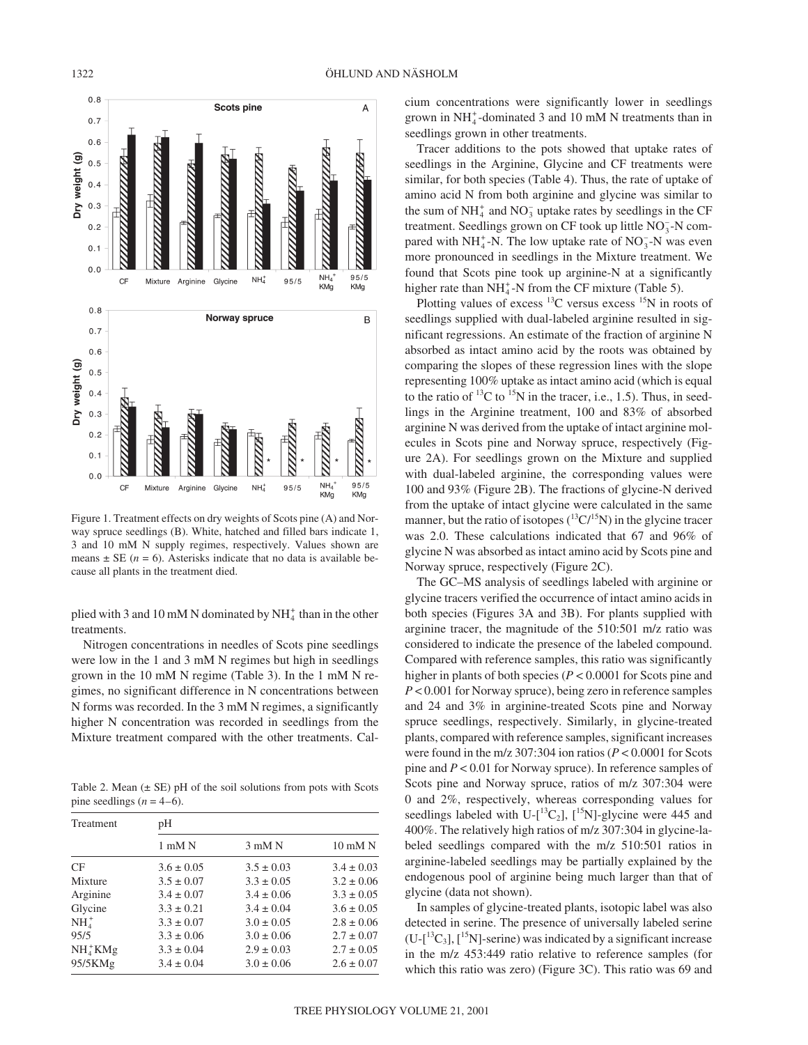Figure 1. Treatment effects on dry weights of Scots pine (A) and Norway spruce seedlings (B). White, hatched and filled bars indicate 1, 3 and 10 mM N supply regimes, respectively. Values shown are means ± SE ($n$ = 6). Asterisks indicate that no data is available because all plants in the treatment died.

plied with 3 and 10 mM N dominated by $NH_4^+$ than in the other treatments.

Nitrogen concentrations in needles of Scots pine seedlings were low in the 1 and 3 mM N regimes but high in seedlings grown in the 10 mM N regime (Table 3). In the 1 mM N regimes, no significant difference in N concentrations between N forms was recorded. In the 3 mM N regimes, a significantly higher N concentration was recorded in seedlings from the Mixture treatment compared with the other treatments. Calcium concentrations were significantly lower in seedlings grown in $NH_4^+$-dominated 3 and 10 mM N treatments than in seedlings grown in other treatments.

Table 2. Mean (± SE) pH of the soil solutions from pots with Scots pine seedlings ($n$ = 4–6).

| Treatment | pH | | |
|---|---|---|---|
| | 1 mM N | 3 mM N | 10 mM N |
| CF | 3.6 ± 0.05 | 3.5 ± 0.03 | 3.4 ± 0.03 |
| Mixture | 3.5 ± 0.07 | 3.3 ± 0.05 | 3.2 ± 0.06 |
| Arginine | 3.4 ± 0.07 | 3.4 ± 0.06 | 3.3 ± 0.05 |
| Glycine | 3.3 ± 0.21 | 3.4 ± 0.04 | 3.6 ± 0.05 |
| $NH_4^+$ | 3.3 ± 0.07 | 3.0 ± 0.05 | 2.8 ± 0.06 |
| 95/5 | 3.3 ± 0.06 | 3.0 ± 0.06 | 2.7 ± 0.07 |
| $NH_4^+$KMg | 3.3 ± 0.04 | 2.9 ± 0.03 | 2.7 ± 0.05 |
| 95/5KMg | 3.4 ± 0.04 | 3.0 ± 0.06 | 2.6 ± 0.07 |

Tracer additions to the pots showed that uptake rates of seedlings in the Arginine, Glycine and CF treatments were similar, for both species (Table 4). Thus, the rate of uptake of amino acid N from both arginine and glycine was similar to the sum of $NH_4^+$ and $NO_3^-$ uptake rates by seedlings in the CF treatment. Seedlings grown on CF took up little $NO_3^-$-N compared with $NH_4^+$-N. The low uptake rate of $NO_3^-$-N was even more pronounced in seedlings in the Mixture treatment. We found that Scots pine took up arginine-N at a significantly higher rate than $NH_4^+$-N from the CF mixture (Table 5).

Plotting values of excess $^{13}C$ versus excess $^{15}N$ in roots of seedlings supplied with dual-labeled arginine resulted in significant regressions. An estimate of the fraction of arginine N absorbed as intact amino acid by the roots was obtained by comparing the slopes of these regression lines with the slope representing 100% uptake as intact amino acid (which is equal to the ratio of $^{13}C$ to $^{15}N$ in the tracer, i.e., 1.5). Thus, in seedlings in the Arginine treatment, 100 and 83% of absorbed arginine N was derived from the uptake of intact arginine molecules in Scots pine and Norway spruce, respectively (Figure 2A). For seedlings grown on the Mixture and supplied with dual-labeled arginine, the corresponding values were 100 and 93% (Figure 2B). The fractions of glycine-N derived from the uptake of intact glycine were calculated in the same manner, but the ratio of isotopes ($^{13}C/^{15}N$) in the glycine tracer was 2.0. These calculations indicated that 67 and 96% of glycine N was absorbed as intact amino acid by Scots pine and Norway spruce, respectively (Figure 2C).

The GC–MS analysis of seedlings labeled with arginine or glycine tracers verified the occurrence of intact amino acids in both species (Figures 3A and 3B). For plants supplied with arginine tracer, the magnitude of the 510:501 m/z ratio was considered to indicate the presence of the labeled compound. Compared with reference samples, this ratio was significantly higher in plants of both species ($P$ < 0.0001 for Scots pine and $P$ < 0.001 for Norway spruce), being zero in reference samples and 24 and 3% in arginine-treated Scots pine and Norway spruce seedlings, respectively. Similarly, in glycine-treated plants, compared with reference samples, significant increases were found in the m/z 307:304 ion ratios ($P$ < 0.0001 for Scots pine and $P$ < 0.01 for Norway spruce). In reference samples of Scots pine and Norway spruce, ratios of m/z 307:304 were 0 and 2%, respectively, whereas corresponding values for seedlings labeled with U-[$^{13}C_2$], [$^{15}N$]-glycine were 445 and 400%. The relatively high ratios of m/z 307:304 in glycine-labeled seedlings compared with the m/z 510:501 ratios in arginine-labeled seedlings may be partially explained by the endogenous pool of arginine being much larger than that of glycine (data not shown).

In samples of glycine-treated plants, isotopic label was also detected in serine. The presence of universally labeled serine (U-[$^{13}C_3$], [$^{15}N$]-serine) was indicated by a significant increase in the m/z 453:449 ratio relative to reference samples (for which this ratio was zero) (Figure 3C). This ratio was 69 and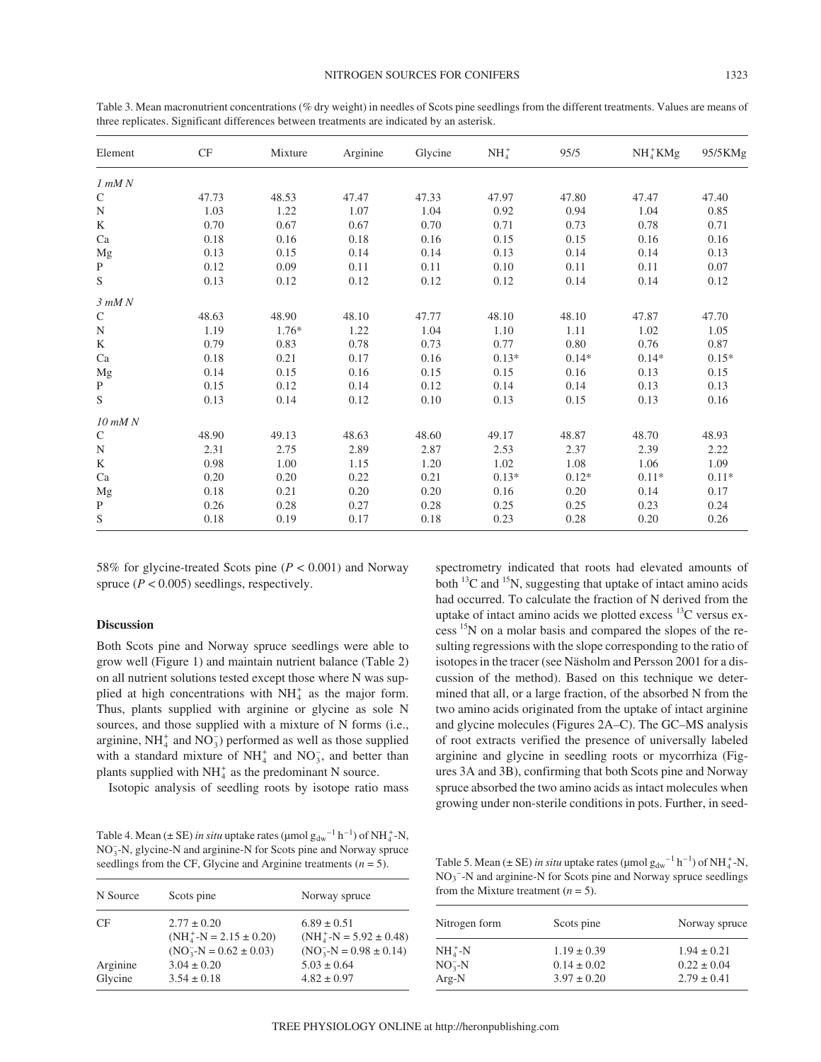Table 3. Mean macronutrient concentrations (% dry weight) in needles of Scots pine seedlings from the different treatments. Values are means of three replicates. Significant differences between treatments are indicated by an asterisk.

| Element | CF | Mixture | Arginine | Glycine | $NH_4^+$ | 95/5 | $NH_4^+$KMg | 95/5KMg |
|---|---|---|---|---|---|---|---|---|
| *1 mM N* | | | | | | | | |
| C | 47.73 | 48.53 | 47.47 | 47.33 | 47.97 | 47.80 | 47.47 | 47.40 |
| N | 1.03 | 1.22 | 1.07 | 1.04 | 0.92 | 0.94 | 1.04 | 0.85 |
| K | 0.70 | 0.67 | 0.67 | 0.70 | 0.71 | 0.73 | 0.78 | 0.71 |
| Ca | 0.18 | 0.16 | 0.18 | 0.16 | 0.15 | 0.15 | 0.16 | 0.16 |
| Mg | 0.13 | 0.15 | 0.14 | 0.14 | 0.13 | 0.14 | 0.14 | 0.13 |
| P | 0.12 | 0.09 | 0.11 | 0.11 | 0.10 | 0.11 | 0.11 | 0.07 |
| S | 0.13 | 0.12 | 0.12 | 0.12 | 0.12 | 0.14 | 0.14 | 0.12 |
| *3 mM N* | | | | | | | | |
| C | 48.63 | 48.90 | 48.10 | 47.77 | 48.10 | 48.10 | 47.87 | 47.70 |
| N | 1.19 | 1.76* | 1.22 | 1.04 | 1.10 | 1.11 | 1.02 | 1.05 |
| K | 0.79 | 0.83 | 0.78 | 0.73 | 0.77 | 0.80 | 0.76 | 0.87 |
| Ca | 0.18 | 0.21 | 0.17 | 0.16 | 0.13* | 0.14* | 0.14* | 0.15* |
| Mg | 0.14 | 0.15 | 0.16 | 0.15 | 0.15 | 0.16 | 0.13 | 0.15 |
| P | 0.15 | 0.12 | 0.14 | 0.12 | 0.14 | 0.14 | 0.13 | 0.13 |
| S | 0.13 | 0.14 | 0.12 | 0.10 | 0.13 | 0.15 | 0.13 | 0.16 |
| *10 mM N* | | | | | | | | |
| C | 48.90 | 49.13 | 48.63 | 48.60 | 49.17 | 48.87 | 48.70 | 48.93 |
| N | 2.31 | 2.75 | 2.89 | 2.87 | 2.53 | 2.37 | 2.39 | 2.22 |
| K | 0.98 | 1.00 | 1.15 | 1.20 | 1.02 | 1.08 | 1.06 | 1.09 |
| Ca | 0.20 | 0.20 | 0.22 | 0.21 | 0.13* | 0.12* | 0.11* | 0.11* |
| Mg | 0.18 | 0.21 | 0.20 | 0.20 | 0.16 | 0.20 | 0.14 | 0.17 |
| P | 0.26 | 0.28 | 0.27 | 0.28 | 0.25 | 0.25 | 0.23 | 0.24 |
| S | 0.18 | 0.19 | 0.17 | 0.18 | 0.23 | 0.28 | 0.20 | 0.26 |

58% for glycine-treated Scots pine ($P < 0.001$) and Norway spruce ($P < 0.005$) seedlings, respectively.

## Discussion

Both Scots pine and Norway spruce seedlings were able to grow well (Figure 1) and maintain nutrient balance (Table 2) on all nutrient solutions tested except those where N was supplied at high concentrations with $NH_4^+$ as the major form. Thus, plants supplied with arginine or glycine as sole N sources, and those supplied with a mixture of N forms (i.e., arginine, $NH_4^+$ and $NO_3^-$) performed as well as those supplied with a standard mixture of $NH_4^+$ and $NO_3^-$, and better than plants supplied with $NH_4^+$ as the predominant N source.

Isotopic analysis of seedling roots by isotope ratio mass spectrometry indicated that roots had elevated amounts of both $^{13}C$ and $^{15}N$, suggesting that uptake of intact amino acids had occurred. To calculate the fraction of N derived from the uptake of intact amino acids we plotted excess $^{13}C$ versus excess $^{15}N$ on a molar basis and compared the slopes of the resulting regressions with the slope corresponding to the ratio of isotopes in the tracer (see Näsholm and Persson 2001 for a discussion of the method). Based on this technique we determined that all, or a large fraction, of the absorbed N from the two amino acids originated from the uptake of intact arginine and glycine molecules (Figures 2A–C). The GC–MS analysis of root extracts verified the presence of universally labeled arginine and glycine in seedling roots or mycorrhiza (Figures 3A and 3B), confirming that both Scots pine and Norway spruce absorbed the two amino acids as intact molecules when growing under non-sterile conditions in pots. Further, in seed-

Table 4. Mean (± SE) *in situ* uptake rates ($\mu mol\ g_{dw}^{-1}\ h^{-1}$) of $NH_4^+$-N, $NO_3^-$-N, glycine-N and arginine-N for Scots pine and Norway spruce seedlings from the CF, Glycine and Arginine treatments ($n = 5$).

| N Source | Scots pine | Norway spruce |
|---|---|---|
| CF | 2.77 ± 0.20 | 6.89 ± 0.51 |
| | ($NH_4^+$-N = 2.15 ± 0.20) | ($NH_4^+$-N = 5.92 ± 0.48) |
| | ($NO_3^-$-N = 0.62 ± 0.03) | ($NO_3^-$-N = 0.98 ± 0.14) |
| Arginine | 3.04 ± 0.20 | 5.03 ± 0.64 |
| Glycine | 3.54 ± 0.18 | 4.82 ± 0.97 |

Table 5. Mean (± SE) *in situ* uptake rates ($\mu mol\ g_{dw}^{-1}\ h^{-1}$) of $NH_4^+$-N, $NO_3^-$-N and arginine-N for Scots pine and Norway spruce seedlings from the Mixture treatment ($n = 5$).

| Nitrogen form | Scots pine | Norway spruce |
|---|---|---|
| $NH_4^+$-N | 1.19 ± 0.39 | 1.94 ± 0.21 |
| $NO_3^-$-N | 0.14 ± 0.02 | 0.22 ± 0.04 |
| Arg-N | 3.97 ± 0.20 | 2.79 ± 0.41 |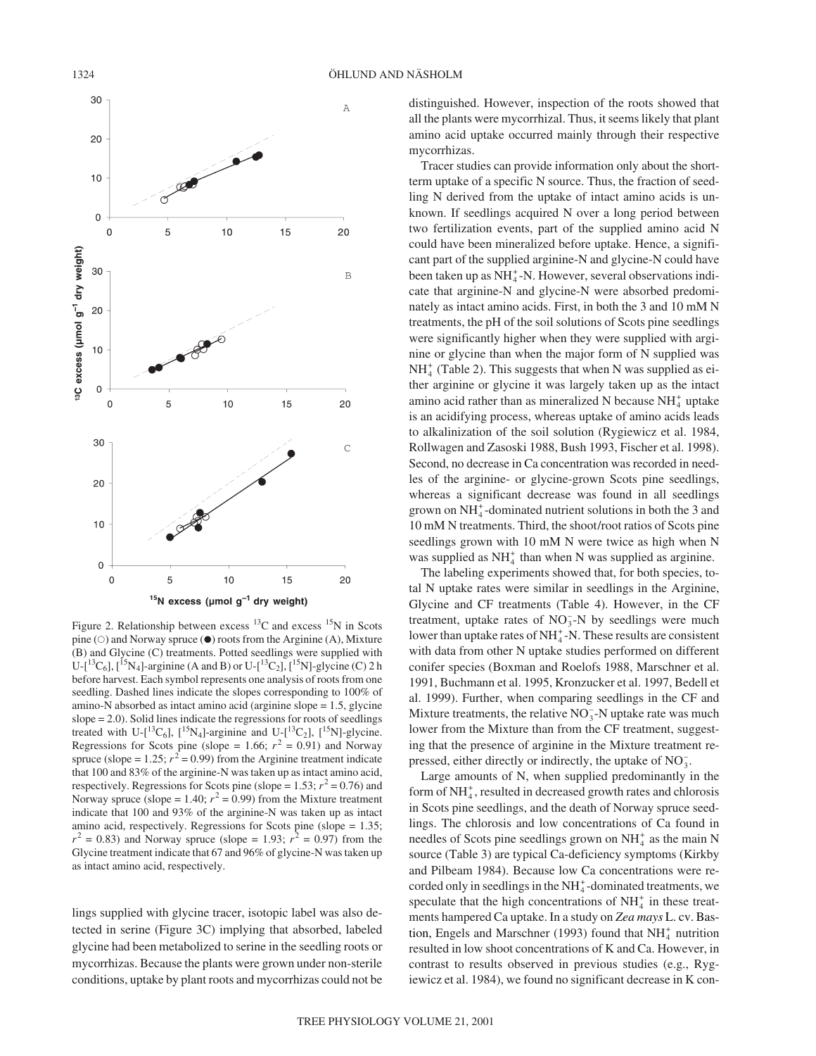Figure 2. Relationship between excess $^{13}C$ and excess $^{15}N$ in Scots pine (○) and Norway spruce (●) roots from the Arginine (A), Mixture (B) and Glycine (C) treatments. Potted seedlings were supplied with U-[$^{13}C_6$], [$^{15}N_4$]-arginine (A and B) or U-[$^{13}C_2$], [$^{15}N$]-glycine (C) 2 h before harvest. Each symbol represents one analysis of roots from one seedling. Dashed lines indicate the slopes corresponding to 100% of amino-N absorbed as intact amino acid (arginine slope = 1.5, glycine slope = 2.0). Solid lines indicate the regressions for roots of seedlings treated with U-[$^{13}C_6$], [$^{15}N_4$]-arginine and U-[$^{13}C_2$], [$^{15}N$]-glycine. Regressions for Scots pine (slope = 1.66; $r^2$ = 0.91) and Norway spruce (slope = 1.25; $r^2$ = 0.99) from the Arginine treatment indicate that 100 and 83% of the arginine-N was taken up as intact amino acid, respectively. Regressions for Scots pine (slope = 1.53; $r^2$ = 0.76) and Norway spruce (slope = 1.40; $r^2$ = 0.99) from the Mixture treatment indicate that 100 and 93% of the arginine-N was taken up as intact amino acid, respectively. Regressions for Scots pine (slope = 1.35; $r^2$ = 0.83) and Norway spruce (slope = 1.93; $r^2$ = 0.97) from the Glycine treatment indicate that 67 and 96% of glycine-N was taken up as intact amino acid, respectively.

lings supplied with glycine tracer, isotopic label was also detected in serine (Figure 3C) implying that absorbed, labeled glycine had been metabolized to serine in the seedling roots or mycorrhizas. Because the plants were grown under non-sterile conditions, uptake by plant roots and mycorrhizas could not be distinguished. However, inspection of the roots showed that all the plants were mycorrhizal. Thus, it seems likely that plant amino acid uptake occurred mainly through their respective mycorrhizas.

Tracer studies can provide information only about the short-term uptake of a specific N source. Thus, the fraction of seedling N derived from the uptake of intact amino acids is unknown. If seedlings acquired N over a long period between two fertilization events, part of the supplied amino acid N could have been mineralized before uptake. Hence, a significant part of the supplied arginine-N and glycine-N could have been taken up as $NH_4^+$-N. However, several observations indicate that arginine-N and glycine-N were absorbed predominately as intact amino acids. First, in both the 3 and 10 mM N treatments, the pH of the soil solutions of Scots pine seedlings were significantly higher when they were supplied with arginine or glycine than when the major form of N supplied was $NH_4^+$ (Table 2). This suggests that when N was supplied as either arginine or glycine it was largely taken up as the intact amino acid rather than as mineralized N because $NH_4^+$ uptake is an acidifying process, whereas uptake of amino acids leads to alkalinization of the soil solution (Rygiewicz et al. 1984, Rollwagen and Zasoski 1988, Bush 1993, Fischer et al. 1998). Second, no decrease in Ca concentration was recorded in needles of the arginine- or glycine-grown Scots pine seedlings, whereas a significant decrease was found in all seedlings grown on $NH_4^+$-dominated nutrient solutions in both the 3 and 10 mM N treatments. Third, the shoot/root ratios of Scots pine seedlings grown with 10 mM N were twice as high when N was supplied as $NH_4^+$ than when N was supplied as arginine.

The labeling experiments showed that, for both species, total N uptake rates were similar in seedlings in the Arginine, Glycine and CF treatments (Table 4). However, in the CF treatment, uptake rates of $NO_3^-$-N by seedlings were much lower than uptake rates of $NH_4^+$-N. These results are consistent with data from other N uptake studies performed on different conifer species (Boxman and Roelofs 1988, Marschner et al. 1991, Buchmann et al. 1995, Kronzucker et al. 1997, Bedell et al. 1999). Further, when comparing seedlings in the CF and Mixture treatments, the relative $NO_3^-$-N uptake rate was much lower from the Mixture than from the CF treatment, suggesting that the presence of arginine in the Mixture treatment repressed, either directly or indirectly, the uptake of $NO_3^-$.

Large amounts of N, when supplied predominantly in the form of $NH_4^+$, resulted in decreased growth rates and chlorosis in Scots pine seedlings, and the death of Norway spruce seedlings. The chlorosis and low concentrations of Ca found in needles of Scots pine seedlings grown on $NH_4^+$ as the main N source (Table 3) are typical Ca-deficiency symptoms (Kirkby and Pilbeam 1984). Because low Ca concentrations were recorded only in seedlings in the $NH_4^+$-dominated treatments, we speculate that the high concentrations of $NH_4^+$ in these treatments hampered Ca uptake. In a study on *Zea mays* L. cv. Bastion, Engels and Marschner (1993) found that $NH_4^+$ nutrition resulted in low shoot concentrations of K and Ca. However, in contrast to results observed in previous studies (e.g., Rygiewicz et al. 1984), we found no significant decrease in K con-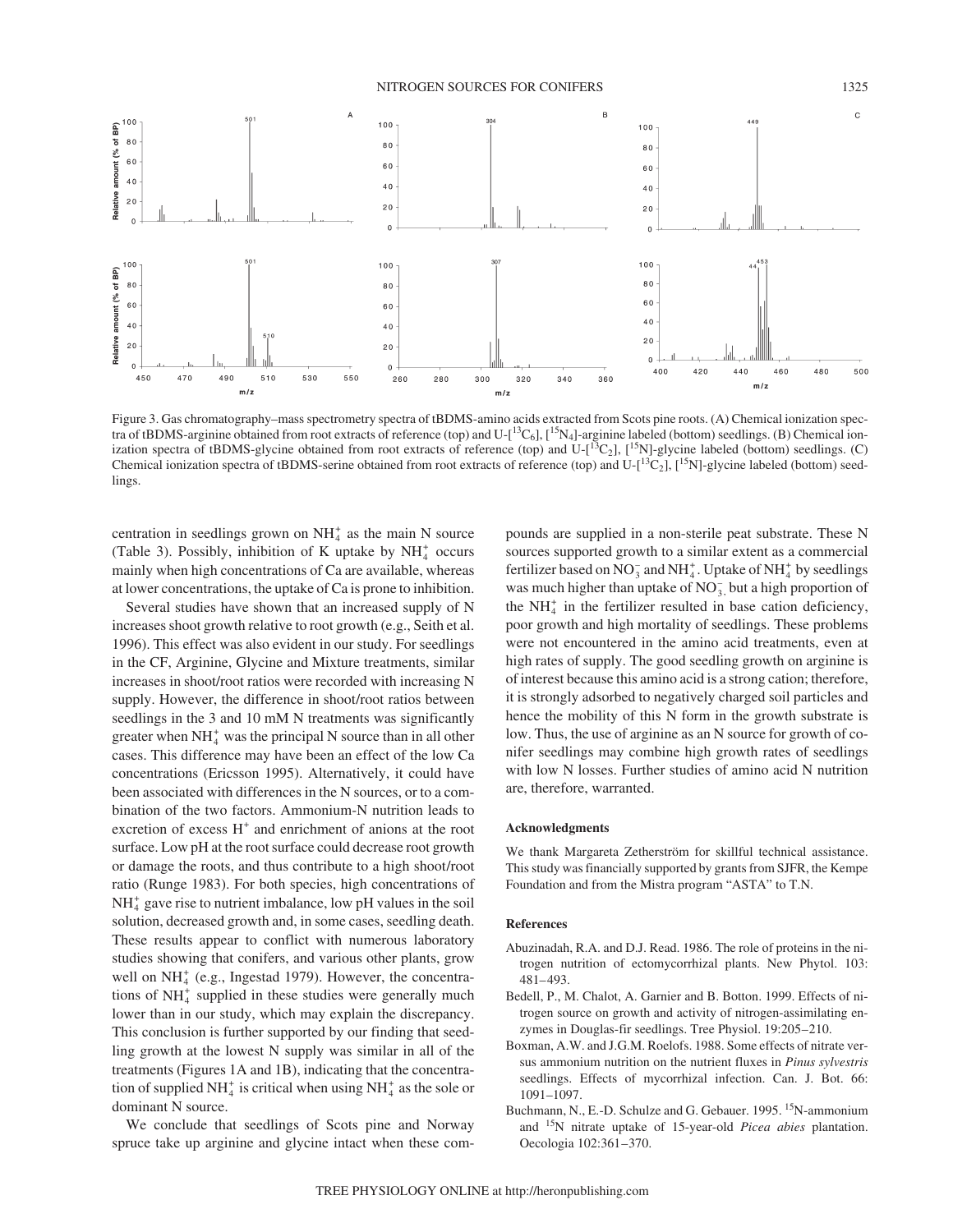Figure 3. Gas chromatography–mass spectrometry spectra of tBDMS-amino acids extracted from Scots pine roots. (A) Chemical ionization spectra of tBDMS-arginine obtained from root extracts of reference (top) and U-[$^{13}C_6$], [$^{15}N_4$]-arginine labeled (bottom) seedlings. (B) Chemical ionization spectra of tBDMS-glycine obtained from root extracts of reference (top) and U-[$^{13}C_2$], [$^{15}N$]-glycine labeled (bottom) seedlings. (C) Chemical ionization spectra of tBDMS-serine obtained from root extracts of reference (top) and U-[$^{13}C_2$], [$^{15}N$]-glycine labeled (bottom) seedlings.

centration in seedlings grown on $NH_4^+$ as the main N source (Table 3). Possibly, inhibition of K uptake by $NH_4^+$ occurs mainly when high concentrations of Ca are available, whereas at lower concentrations, the uptake of Ca is prone to inhibition.

Several studies have shown that an increased supply of N increases shoot growth relative to root growth (e.g., Seith et al. 1996). This effect was also evident in our study. For seedlings in the CF, Arginine, Glycine and Mixture treatments, similar increases in shoot/root ratios were recorded with increasing N supply. However, the difference in shoot/root ratios between seedlings in the 3 and 10 mM N treatments was significantly greater when $NH_4^+$ was the principal N source than in all other cases. This difference may have been an effect of the low Ca concentrations (Ericsson 1995). Alternatively, it could have been associated with differences in the N sources, or to a combination of the two factors. Ammonium-N nutrition leads to excretion of excess $H^+$ and enrichment of anions at the root surface. Low pH at the root surface could decrease root growth or damage the roots, and thus contribute to a high shoot/root ratio (Runge 1983). For both species, high concentrations of $NH_4^+$ gave rise to nutrient imbalance, low pH values in the soil solution, decreased growth and, in some cases, seedling death. These results appear to conflict with numerous laboratory studies showing that conifers, and various other plants, grow well on $NH_4^+$ (e.g., Ingestad 1979). However, the concentrations of $NH_4^+$ supplied in these studies were generally much lower than in our study, which may explain the discrepancy. This conclusion is further supported by our finding that seedling growth at the lowest N supply was similar in all of the treatments (Figures 1A and 1B), indicating that the concentration of supplied $NH_4^+$ is critical when using $NH_4^+$ as the sole or dominant N source.

We conclude that seedlings of Scots pine and Norway spruce take up arginine and glycine intact when these compounds are supplied in a non-sterile peat substrate. These N sources supported growth to a similar extent as a commercial fertilizer based on $NO_3^-$ and $NH_4^+$. Uptake of $NH_4^+$ by seedlings was much higher than uptake of $NO_3^-$, but a high proportion of the $NH_4^+$ in the fertilizer resulted in base cation deficiency, poor growth and high mortality of seedlings. These problems were not encountered in the amino acid treatments, even at high rates of supply. The good seedling growth on arginine is of interest because this amino acid is a strong cation; therefore, it is strongly adsorbed to negatively charged soil particles and hence the mobility of this N form in the growth substrate is low. Thus, the use of arginine as an N source for growth of conifer seedlings may combine high growth rates of seedlings with low N losses. Further studies of amino acid N nutrition are, therefore, warranted.

## Acknowledgments

We thank Margareta Zetherström for skillful technical assistance. This study was financially supported by grants from SJFR, the Kempe Foundation and from the Mistra program "ASTA" to T.N.

## References

Abuzinadah, R.A. and D.J. Read. 1986. The role of proteins in the nitrogen nutrition of ectomycorrhizal plants. New Phytol. 103: 481–493.

Bedell, P., M. Chalot, A. Garnier and B. Botton. 1999. Effects of nitrogen source on growth and activity of nitrogen-assimilating enzymes in Douglas-fir seedlings. Tree Physiol. 19:205–210.

Boxman, A.W. and J.G.M. Roelofs. 1988. Some effects of nitrate versus ammonium nutrition on the nutrient fluxes in *Pinus sylvestris* seedlings. Effects of mycorrhizal infection. Can. J. Bot. 66: 1091–1097.

Buchmann, N., E.-D. Schulze and G. Gebauer. 1995. $^{15}N$-ammonium and $^{15}N$ nitrate uptake of 15-year-old *Picea abies* plantation. Oecologia 102:361–370.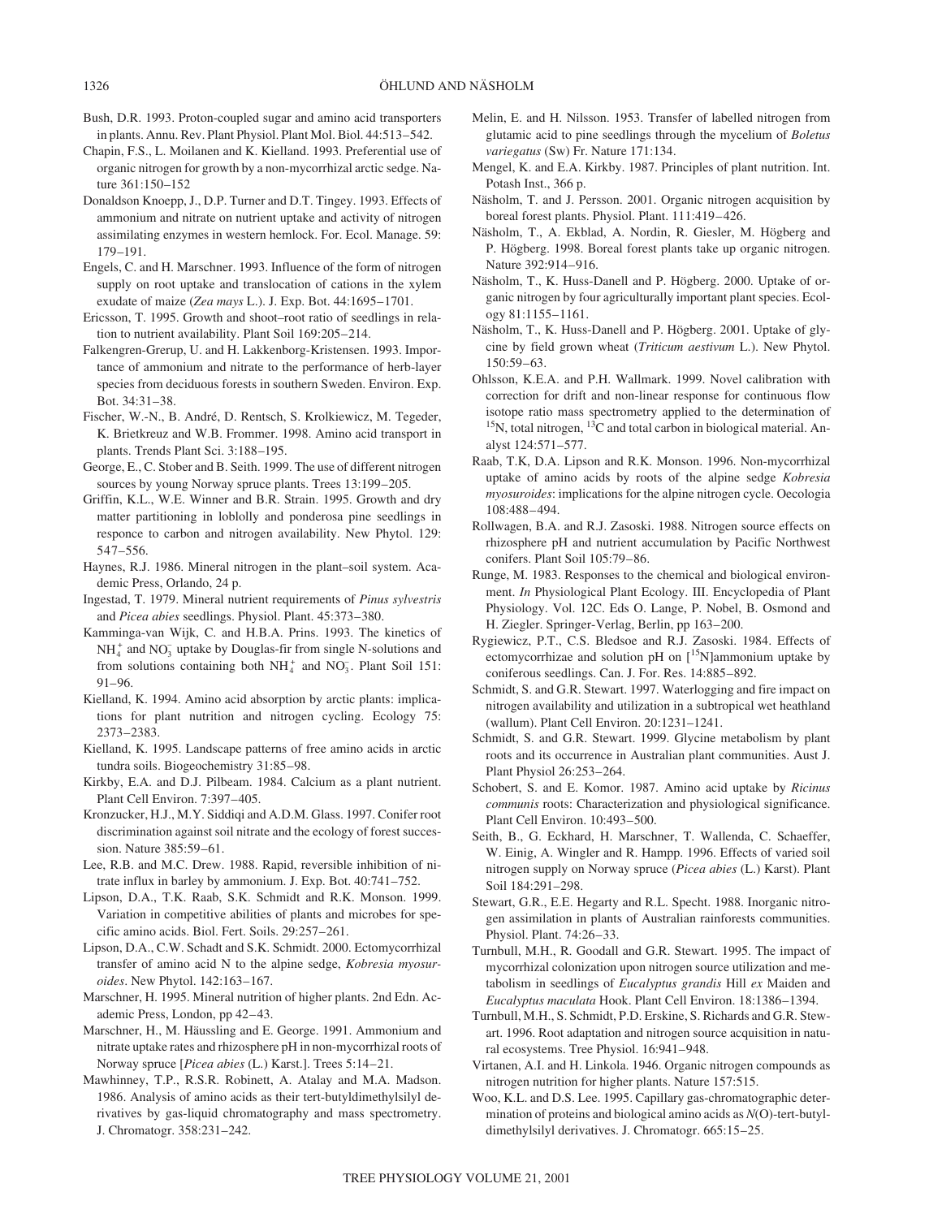Bush, D.R. 1993. Proton-coupled sugar and amino acid transporters in plants. Annu. Rev. Plant Physiol. Plant Mol. Biol. 44:513–542.

Chapin, F.S., L. Moilanen and K. Kielland. 1993. Preferential use of organic nitrogen for growth by a non-mycorrhizal arctic sedge. Nature 361:150–152

Donaldson Knoepp, J., D.P. Turner and D.T. Tingey. 1993. Effects of ammonium and nitrate on nutrient uptake and activity of nitrogen assimilating enzymes in western hemlock. For. Ecol. Manage. 59: 179–191.

Engels, C. and H. Marschner. 1993. Influence of the form of nitrogen supply on root uptake and translocation of cations in the xylem exudate of maize (*Zea mays* L.). J. Exp. Bot. 44:1695–1701.

Ericsson, T. 1995. Growth and shoot–root ratio of seedlings in relation to nutrient availability. Plant Soil 169:205–214.

Falkengren-Grerup, U. and H. Lakkenborg-Kristensen. 1993. Importance of ammonium and nitrate to the performance of herb-layer species from deciduous forests in southern Sweden. Environ. Exp. Bot. 34:31–38.

Fischer, W.-N., B. André, D. Rentsch, S. Krolkiewicz, M. Tegeder, K. Brietkreuz and W.B. Frommer. 1998. Amino acid transport in plants. Trends Plant Sci. 3:188–195.

George, E., C. Stober and B. Seith. 1999. The use of different nitrogen sources by young Norway spruce plants. Trees 13:199–205.

Griffin, K.L., W.E. Winner and B.R. Strain. 1995. Growth and dry matter partitioning in loblolly and ponderosa pine seedlings in responce to carbon and nitrogen availability. New Phytol. 129: 547–556.

Haynes, R.J. 1986. Mineral nitrogen in the plant–soil system. Academic Press, Orlando, 24 p.

Ingestad, T. 1979. Mineral nutrient requirements of *Pinus sylvestris* and *Picea abies* seedlings. Physiol. Plant. 45:373–380.

Kamminga-van Wijk, C. and H.B.A. Prins. 1993. The kinetics of $NH_4^+$ and $NO_3^-$ uptake by Douglas-fir from single N-solutions and from solutions containing both $NH_4^+$ and $NO_3^-$. Plant Soil 151: 91–96.

Kielland, K. 1994. Amino acid absorption by arctic plants: implications for plant nutrition and nitrogen cycling. Ecology 75: 2373–2383.

Kielland, K. 1995. Landscape patterns of free amino acids in arctic tundra soils. Biogeochemistry 31:85–98.

Kirkby, E.A. and D.J. Pilbeam. 1984. Calcium as a plant nutrient. Plant Cell Environ. 7:397–405.

Kronzucker, H.J., M.Y. Siddiqi and A.D.M. Glass. 1997. Conifer root discrimination against soil nitrate and the ecology of forest succession. Nature 385:59–61.

Lee, R.B. and M.C. Drew. 1988. Rapid, reversible inhibition of nitrate influx in barley by ammonium. J. Exp. Bot. 40:741–752.

Lipson, D.A., T.K. Raab, S.K. Schmidt and R.K. Monson. 1999. Variation in competitive abilities of plants and microbes for specific amino acids. Biol. Fert. Soils. 29:257–261.

Lipson, D.A., C.W. Schadt and S.K. Schmidt. 2000. Ectomycorrhizal transfer of amino acid N to the alpine sedge, *Kobresia myosuroides*. New Phytol. 142:163–167.

Marschner, H. 1995. Mineral nutrition of higher plants. 2nd Edn. Academic Press, London, pp 42–43.

Marschner, H., M. Häussling and E. George. 1991. Ammonium and nitrate uptake rates and rhizosphere pH in non-mycorrhizal roots of Norway spruce [*Picea abies* (L.) Karst.]. Trees 5:14–21.

Mawhinney, T.P., R.S.R. Robinett, A. Atalay and M.A. Madson. 1986. Analysis of amino acids as their tert-butyldimethylsilyl derivatives by gas-liquid chromatography and mass spectrometry. J. Chromatogr. 358:231–242.

Melin, E. and H. Nilsson. 1953. Transfer of labelled nitrogen from glutamic acid to pine seedlings through the mycelium of *Boletus variegatus* (Sw) Fr. Nature 171:134.

Mengel, K. and E.A. Kirkby. 1987. Principles of plant nutrition. Int. Potash Inst., 366 p.

Näsholm, T. and J. Persson. 2001. Organic nitrogen acquisition by boreal forest plants. Physiol. Plant. 111:419–426.

Näsholm, T., A. Ekblad, A. Nordin, R. Giesler, M. Högberg and P. Högberg. 1998. Boreal forest plants take up organic nitrogen. Nature 392:914–916.

Näsholm, T., K. Huss-Danell and P. Högberg. 2000. Uptake of organic nitrogen by four agriculturally important plant species. Ecology 81:1155–1161.

Näsholm, T., K. Huss-Danell and P. Högberg. 2001. Uptake of glycine by field grown wheat (*Triticum aestivum* L.). New Phytol. 150:59–63.

Ohlsson, K.E.A. and P.H. Wallmark. 1999. Novel calibration with correction for drift and non-linear response for continuous flow isotope ratio mass spectrometry applied to the determination of $^{15}N$, total nitrogen, $^{13}C$ and total carbon in biological material. Analyst 124:571–577.

Raab, T.K, D.A. Lipson and R.K. Monson. 1996. Non-mycorrhizal uptake of amino acids by roots of the alpine sedge *Kobresia myosuroides*: implications for the alpine nitrogen cycle. Oecologia 108:488–494.

Rollwagen, B.A. and R.J. Zasoski. 1988. Nitrogen source effects on rhizosphere pH and nutrient accumulation by Pacific Northwest conifers. Plant Soil 105:79–86.

Runge, M. 1983. Responses to the chemical and biological environment. *In* Physiological Plant Ecology. III. Encyclopedia of Plant Physiology. Vol. 12C. Eds O. Lange, P. Nobel, B. Osmond and H. Ziegler. Springer-Verlag, Berlin, pp 163–200.

Rygiewicz, P.T., C.S. Bledsoe and R.J. Zasoski. 1984. Effects of ectomycorrhizae and solution pH on [$^{15}N$]ammonium uptake by coniferous seedlings. Can. J. For. Res. 14:885–892.

Schmidt, S. and G.R. Stewart. 1997. Waterlogging and fire impact on nitrogen availability and utilization in a subtropical wet heathland (wallum). Plant Cell Environ. 20:1231–1241.

Schmidt, S. and G.R. Stewart. 1999. Glycine metabolism by plant roots and its occurrence in Australian plant communities. Aust J. Plant Physiol 26:253–264.

Schobert, S. and E. Komor. 1987. Amino acid uptake by *Ricinus communis* roots: Characterization and physiological significance. Plant Cell Environ. 10:493–500.

Seith, B., G. Eckhard, H. Marschner, T. Wallenda, C. Schaeffer, W. Einig, A. Wingler and R. Hampp. 1996. Effects of varied soil nitrogen supply on Norway spruce (*Picea abies* (L.) Karst). Plant Soil 184:291–298.

Stewart, G.R., E.E. Hegarty and R.L. Specht. 1988. Inorganic nitrogen assimilation in plants of Australian rainforests communities. Physiol. Plant. 74:26–33.

Turnbull, M.H., R. Goodall and G.R. Stewart. 1995. The impact of mycorrhizal colonization upon nitrogen source utilization and metabolism in seedlings of *Eucalyptus grandis* Hill *ex* Maiden and *Eucalyptus maculata* Hook. Plant Cell Environ. 18:1386–1394.

Turnbull, M.H., S. Schmidt, P.D. Erskine, S. Richards and G.R. Stewart. 1996. Root adaptation and nitrogen source acquisition in natural ecosystems. Tree Physiol. 16:941–948.

Virtanen, A.I. and H. Linkola. 1946. Organic nitrogen compounds as nitrogen nutrition for higher plants. Nature 157:515.

Woo, K.L. and D.S. Lee. 1995. Capillary gas-chromatographic determination of proteins and biological amino acids as *N*(O)-tert-butyldimethylsilyl derivatives. J. Chromatogr. 665:15–25.